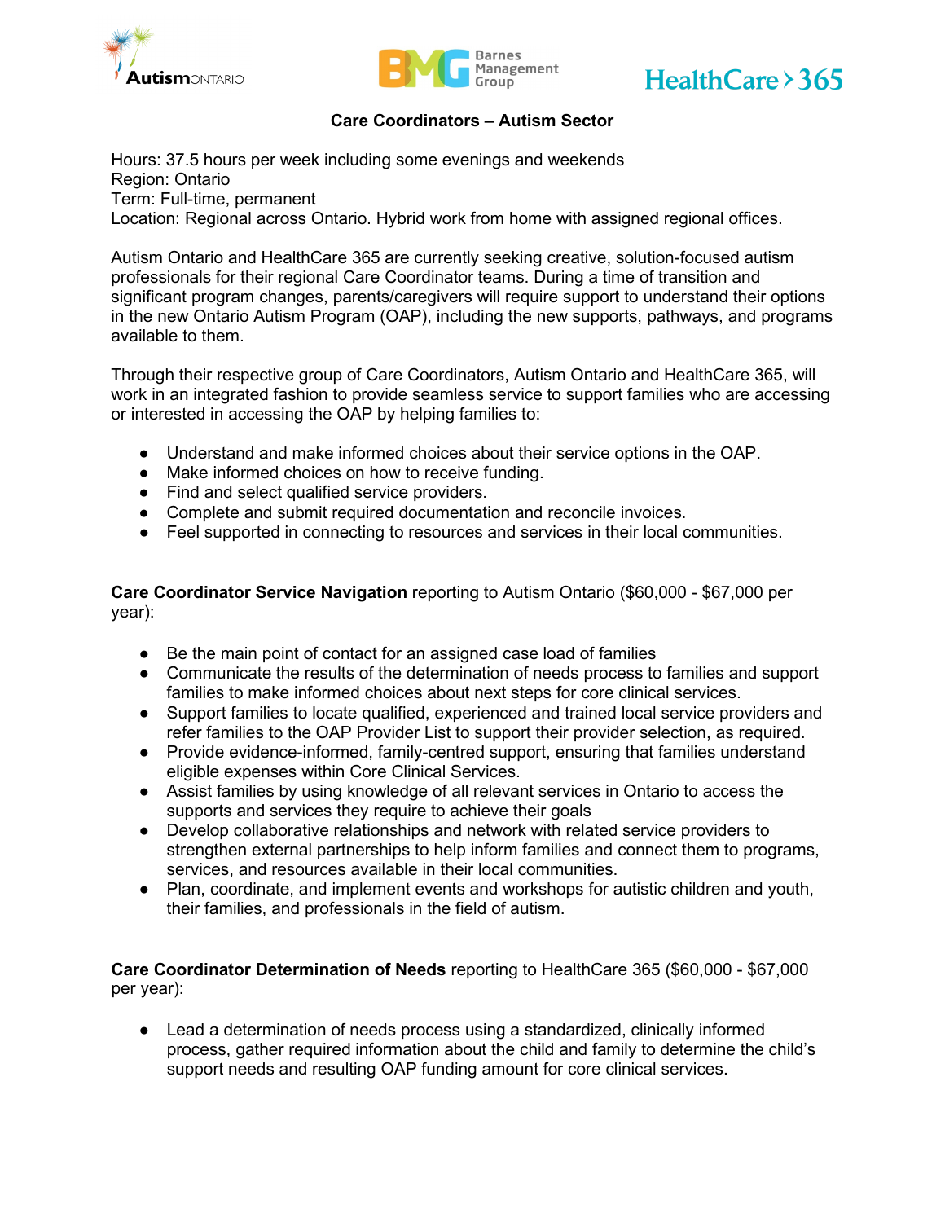## Care Coordinators – Autism Sector

Hours: 37.5 hours per week including some evenings and weekends
Region: Ontario
Term: Full-time, permanent
Location: Regional across Ontario. Hybrid work from home with assigned regional offices.

Autism Ontario and HealthCare 365 are currently seeking creative, solution-focused autism professionals for their regional Care Coordinator teams. During a time of transition and significant program changes, parents/caregivers will require support to understand their options in the new Ontario Autism Program (OAP), including the new supports, pathways, and programs available to them.

Through their respective group of Care Coordinators, Autism Ontario and HealthCare 365, will work in an integrated fashion to provide seamless service to support families who are accessing or interested in accessing the OAP by helping families to:

- Understand and make informed choices about their service options in the OAP.
- Make informed choices on how to receive funding.
- Find and select qualified service providers.
- Complete and submit required documentation and reconcile invoices.
- Feel supported in connecting to resources and services in their local communities.

**Care Coordinator Service Navigation** reporting to Autism Ontario ($60,000 - $67,000 per year):

- Be the main point of contact for an assigned case load of families
- Communicate the results of the determination of needs process to families and support families to make informed choices about next steps for core clinical services.
- Support families to locate qualified, experienced and trained local service providers and refer families to the OAP Provider List to support their provider selection, as required.
- Provide evidence-informed, family-centred support, ensuring that families understand eligible expenses within Core Clinical Services.
- Assist families by using knowledge of all relevant services in Ontario to access the supports and services they require to achieve their goals
- Develop collaborative relationships and network with related service providers to strengthen external partnerships to help inform families and connect them to programs, services, and resources available in their local communities.
- Plan, coordinate, and implement events and workshops for autistic children and youth, their families, and professionals in the field of autism.

**Care Coordinator Determination of Needs** reporting to HealthCare 365 ($60,000 - $67,000 per year):

- Lead a determination of needs process using a standardized, clinically informed process, gather required information about the child and family to determine the child's support needs and resulting OAP funding amount for core clinical services.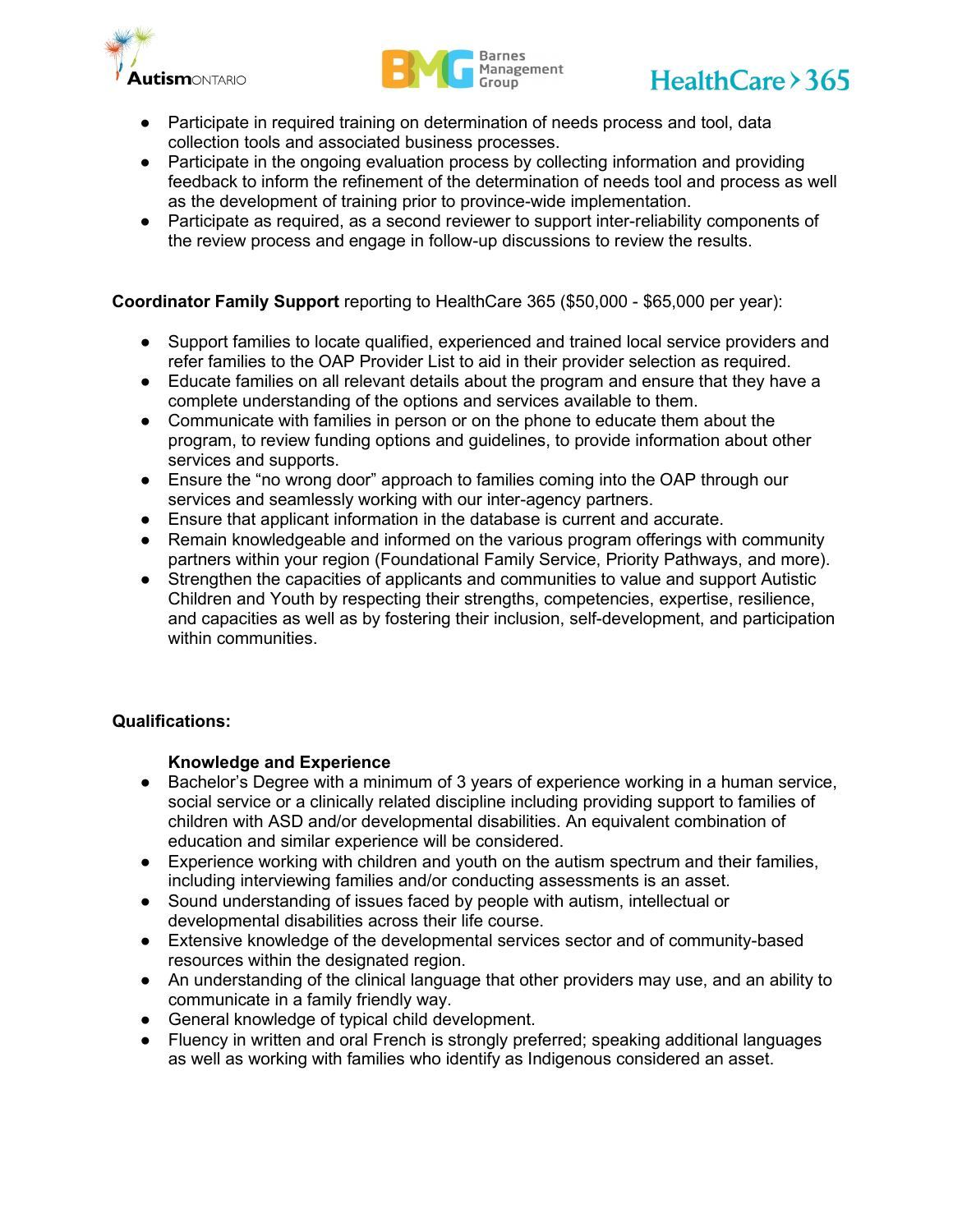- Participate in required training on determination of needs process and tool, data collection tools and associated business processes.
- Participate in the ongoing evaluation process by collecting information and providing feedback to inform the refinement of the determination of needs tool and process as well as the development of training prior to province-wide implementation.
- Participate as required, as a second reviewer to support inter-reliability components of the review process and engage in follow-up discussions to review the results.

**Coordinator Family Support** reporting to HealthCare 365 ($50,000 - $65,000 per year):

- Support families to locate qualified, experienced and trained local service providers and refer families to the OAP Provider List to aid in their provider selection as required.
- Educate families on all relevant details about the program and ensure that they have a complete understanding of the options and services available to them.
- Communicate with families in person or on the phone to educate them about the program, to review funding options and guidelines, to provide information about other services and supports.
- Ensure the "no wrong door" approach to families coming into the OAP through our services and seamlessly working with our inter-agency partners.
- Ensure that applicant information in the database is current and accurate.
- Remain knowledgeable and informed on the various program offerings with community partners within your region (Foundational Family Service, Priority Pathways, and more).
- Strengthen the capacities of applicants and communities to value and support Autistic Children and Youth by respecting their strengths, competencies, expertise, resilience, and capacities as well as by fostering their inclusion, self-development, and participation within communities.

**Qualifications:**

**Knowledge and Experience**

- Bachelor's Degree with a minimum of 3 years of experience working in a human service, social service or a clinically related discipline including providing support to families of children with ASD and/or developmental disabilities. An equivalent combination of education and similar experience will be considered.
- Experience working with children and youth on the autism spectrum and their families, including interviewing families and/or conducting assessments is an asset.
- Sound understanding of issues faced by people with autism, intellectual or developmental disabilities across their life course.
- Extensive knowledge of the developmental services sector and of community-based resources within the designated region.
- An understanding of the clinical language that other providers may use, and an ability to communicate in a family friendly way.
- General knowledge of typical child development.
- Fluency in written and oral French is strongly preferred; speaking additional languages as well as working with families who identify as Indigenous considered an asset.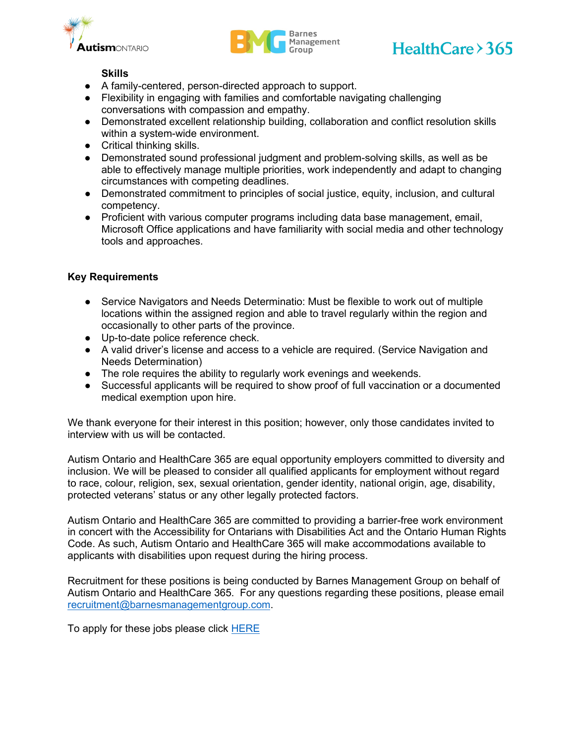**Skills**

- A family-centered, person-directed approach to support.
- Flexibility in engaging with families and comfortable navigating challenging conversations with compassion and empathy.
- Demonstrated excellent relationship building, collaboration and conflict resolution skills within a system-wide environment.
- Critical thinking skills.
- Demonstrated sound professional judgment and problem-solving skills, as well as be able to effectively manage multiple priorities, work independently and adapt to changing circumstances with competing deadlines.
- Demonstrated commitment to principles of social justice, equity, inclusion, and cultural competency.
- Proficient with various computer programs including data base management, email, Microsoft Office applications and have familiarity with social media and other technology tools and approaches.

**Key Requirements**

- Service Navigators and Needs Determinatio: Must be flexible to work out of multiple locations within the assigned region and able to travel regularly within the region and occasionally to other parts of the province.
- Up-to-date police reference check.
- A valid driver's license and access to a vehicle are required. (Service Navigation and Needs Determination)
- The role requires the ability to regularly work evenings and weekends.
- Successful applicants will be required to show proof of full vaccination or a documented medical exemption upon hire.

We thank everyone for their interest in this position; however, only those candidates invited to interview with us will be contacted.

Autism Ontario and HealthCare 365 are equal opportunity employers committed to diversity and inclusion. We will be pleased to consider all qualified applicants for employment without regard to race, colour, religion, sex, sexual orientation, gender identity, national origin, age, disability, protected veterans' status or any other legally protected factors.

Autism Ontario and HealthCare 365 are committed to providing a barrier-free work environment in concert with the Accessibility for Ontarians with Disabilities Act and the Ontario Human Rights Code. As such, Autism Ontario and HealthCare 365 will make accommodations available to applicants with disabilities upon request during the hiring process.

Recruitment for these positions is being conducted by Barnes Management Group on behalf of Autism Ontario and HealthCare 365. For any questions regarding these positions, please email recruitment@barnesmanagementgroup.com.

To apply for these jobs please click HERE